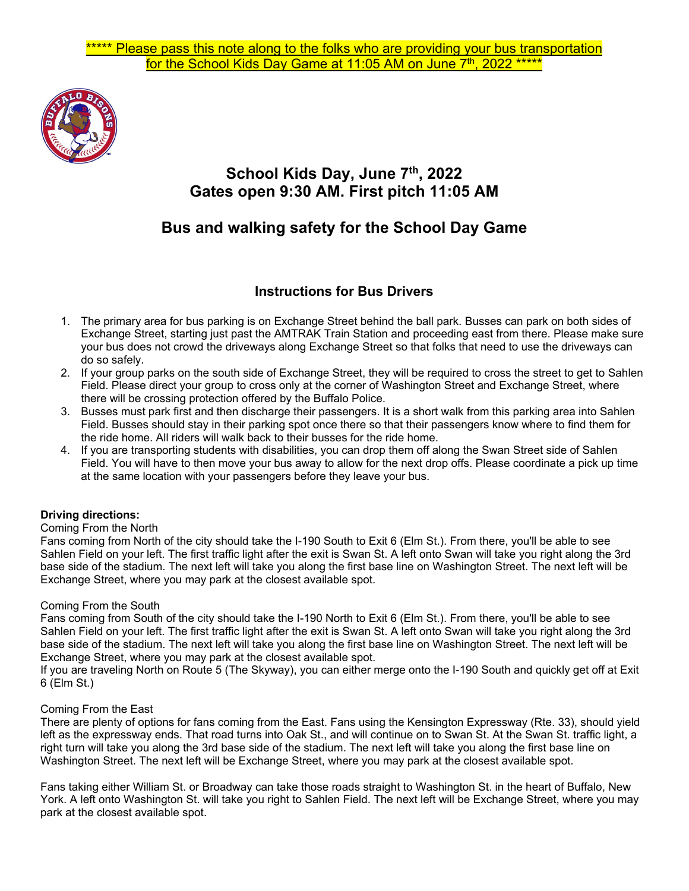***** Please pass this note along to the folks who are providing your bus transportation for the School Kids Day Game at 11:05 AM on June 7th, 2022 *****

# School Kids Day, June 7th, 2022
# Gates open 9:30 AM. First pitch 11:05 AM

## Bus and walking safety for the School Day Game

### Instructions for Bus Drivers

1. The primary area for bus parking is on Exchange Street behind the ball park. Busses can park on both sides of Exchange Street, starting just past the AMTRAK Train Station and proceeding east from there. Please make sure your bus does not crowd the driveways along Exchange Street so that folks that need to use the driveways can do so safely.
2. If your group parks on the south side of Exchange Street, they will be required to cross the street to get to Sahlen Field. Please direct your group to cross only at the corner of Washington Street and Exchange Street, where there will be crossing protection offered by the Buffalo Police.
3. Busses must park first and then discharge their passengers. It is a short walk from this parking area into Sahlen Field. Busses should stay in their parking spot once there so that their passengers know where to find them for the ride home. All riders will walk back to their busses for the ride home.
4. If you are transporting students with disabilities, you can drop them off along the Swan Street side of Sahlen Field. You will have to then move your bus away to allow for the next drop offs. Please coordinate a pick up time at the same location with your passengers before they leave your bus.

**Driving directions:**

Coming From the North

Fans coming from North of the city should take the I-190 South to Exit 6 (Elm St.). From there, you'll be able to see Sahlen Field on your left. The first traffic light after the exit is Swan St. A left onto Swan will take you right along the 3rd base side of the stadium. The next left will take you along the first base line on Washington Street. The next left will be Exchange Street, where you may park at the closest available spot.

Coming From the South

Fans coming from South of the city should take the I-190 North to Exit 6 (Elm St.). From there, you'll be able to see Sahlen Field on your left. The first traffic light after the exit is Swan St. A left onto Swan will take you right along the 3rd base side of the stadium. The next left will take you along the first base line on Washington Street. The next left will be Exchange Street, where you may park at the closest available spot.

If you are traveling North on Route 5 (The Skyway), you can either merge onto the I-190 South and quickly get off at Exit 6 (Elm St.)

Coming From the East

There are plenty of options for fans coming from the East. Fans using the Kensington Expressway (Rte. 33), should yield left as the expressway ends. That road turns into Oak St., and will continue on to Swan St. At the Swan St. traffic light, a right turn will take you along the 3rd base side of the stadium. The next left will take you along the first base line on Washington Street. The next left will be Exchange Street, where you may park at the closest available spot.

Fans taking either William St. or Broadway can take those roads straight to Washington St. in the heart of Buffalo, New York. A left onto Washington St. will take you right to Sahlen Field. The next left will be Exchange Street, where you may park at the closest available spot.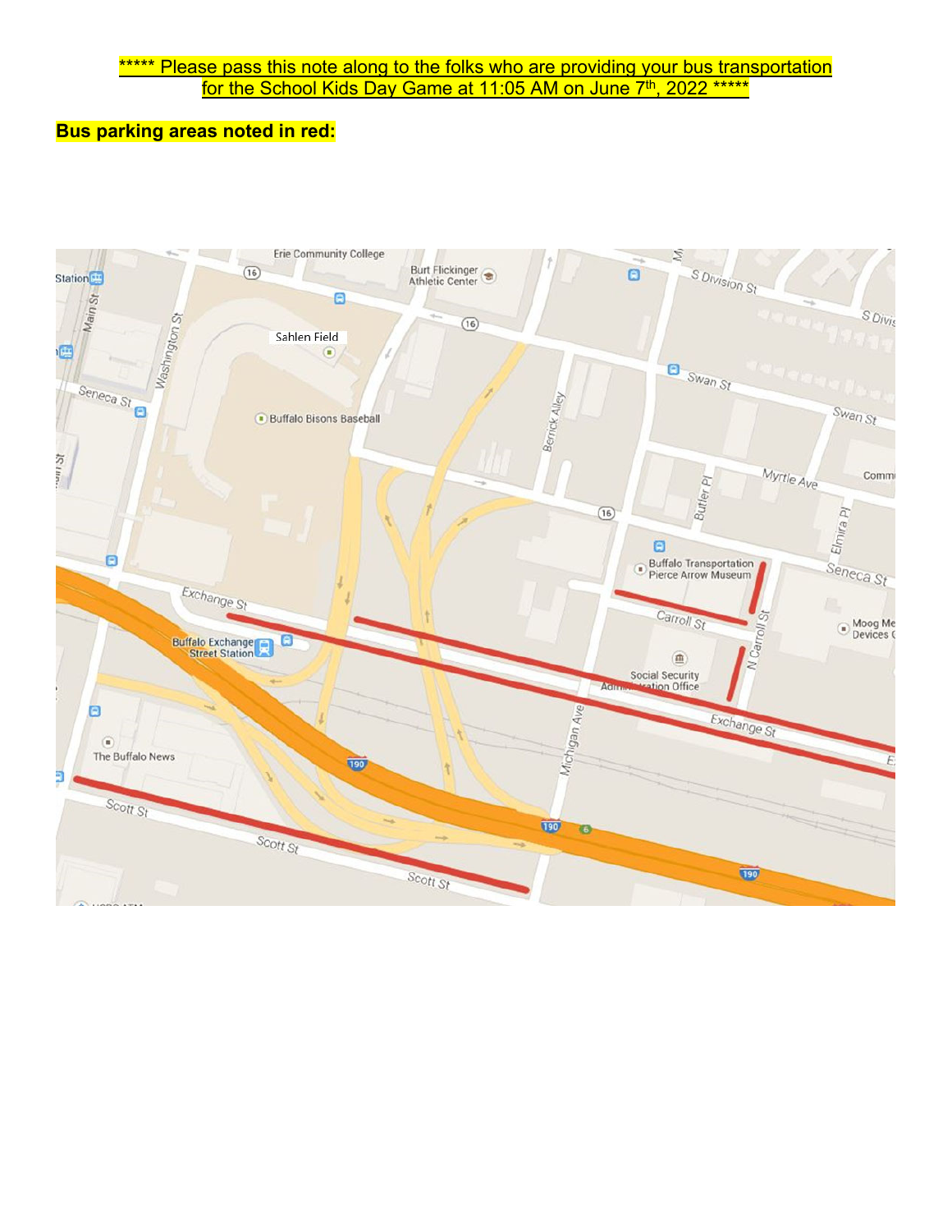***** Please pass this note along to the folks who are providing your bus transportation for the School Kids Day Game at 11:05 AM on June 7th, 2022 *****

**Bus parking areas noted in red:**

Erie Community College
Burt Flickinger Athletic Center
Sahlen Field
Buffalo Bisons Baseball
Station
Main St
Washington St
Seneca St
S Division St
Swan St
Myrtle Ave
Berrick Alley
Butler Pl
Elmira Pl
Seneca St
Buffalo Transportation Pierce Arrow Museum
Carroll St
N Carroll St
Moog Medical Devices
Social Security Administration Office
Exchange St
Buffalo Exchange Street Station
Michigan Ave
The Buffalo News
Scott St
190
16
6